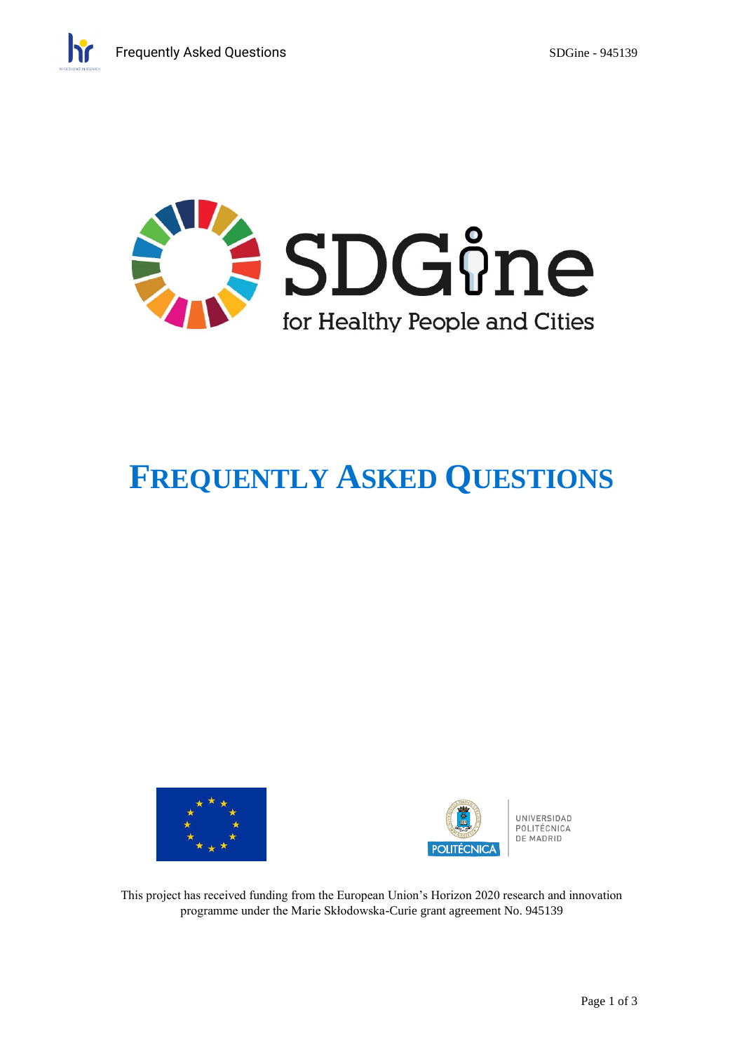SDGine

for Healthy People and Cities

# FREQUENTLY ASKED QUESTIONS

UNIVERSIDAD POLITÉCNICA DE MADRID

This project has received funding from the European Union's Horizon 2020 research and innovation programme under the Marie Skłodowska-Curie grant agreement No. 945139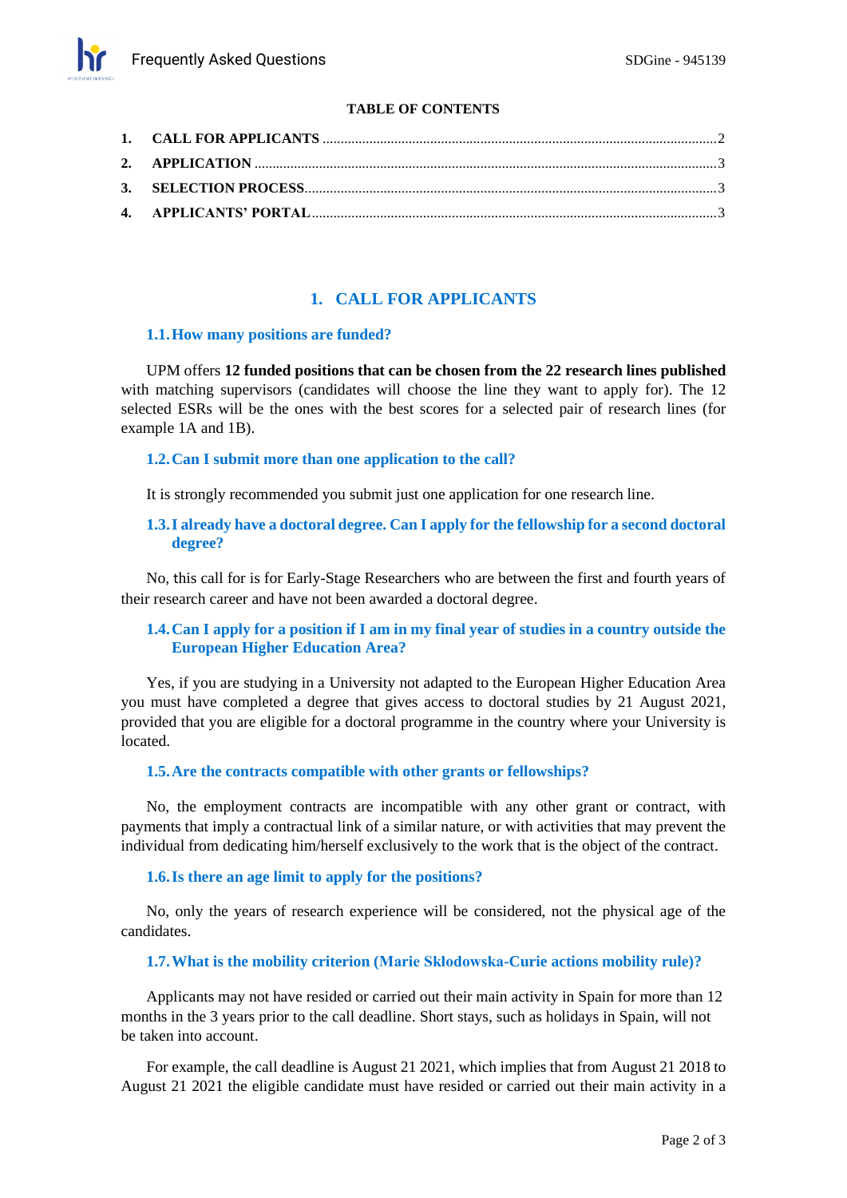**TABLE OF CONTENTS**

1. CALL FOR APPLICANTS .......... 2
2. APPLICATION .......... 3
3. SELECTION PROCESS .......... 3
4. APPLICANTS' PORTAL .......... 3

# 1. CALL FOR APPLICANTS

## 1.1. How many positions are funded?

UPM offers **12 funded positions that can be chosen from the 22 research lines published** with matching supervisors (candidates will choose the line they want to apply for). The 12 selected ESRs will be the ones with the best scores for a selected pair of research lines (for example 1A and 1B).

## 1.2. Can I submit more than one application to the call?

It is strongly recommended you submit just one application for one research line.

## 1.3. I already have a doctoral degree. Can I apply for the fellowship for a second doctoral degree?

No, this call for is for Early-Stage Researchers who are between the first and fourth years of their research career and have not been awarded a doctoral degree.

## 1.4. Can I apply for a position if I am in my final year of studies in a country outside the European Higher Education Area?

Yes, if you are studying in a University not adapted to the European Higher Education Area you must have completed a degree that gives access to doctoral studies by 21 August 2021, provided that you are eligible for a doctoral programme in the country where your University is located.

## 1.5. Are the contracts compatible with other grants or fellowships?

No, the employment contracts are incompatible with any other grant or contract, with payments that imply a contractual link of a similar nature, or with activities that may prevent the individual from dedicating him/herself exclusively to the work that is the object of the contract.

## 1.6. Is there an age limit to apply for the positions?

No, only the years of research experience will be considered, not the physical age of the candidates.

## 1.7. What is the mobility criterion (Marie Sklodowska-Curie actions mobility rule)?

Applicants may not have resided or carried out their main activity in Spain for more than 12 months in the 3 years prior to the call deadline. Short stays, such as holidays in Spain, will not be taken into account.

For example, the call deadline is August 21 2021, which implies that from August 21 2018 to August 21 2021 the eligible candidate must have resided or carried out their main activity in a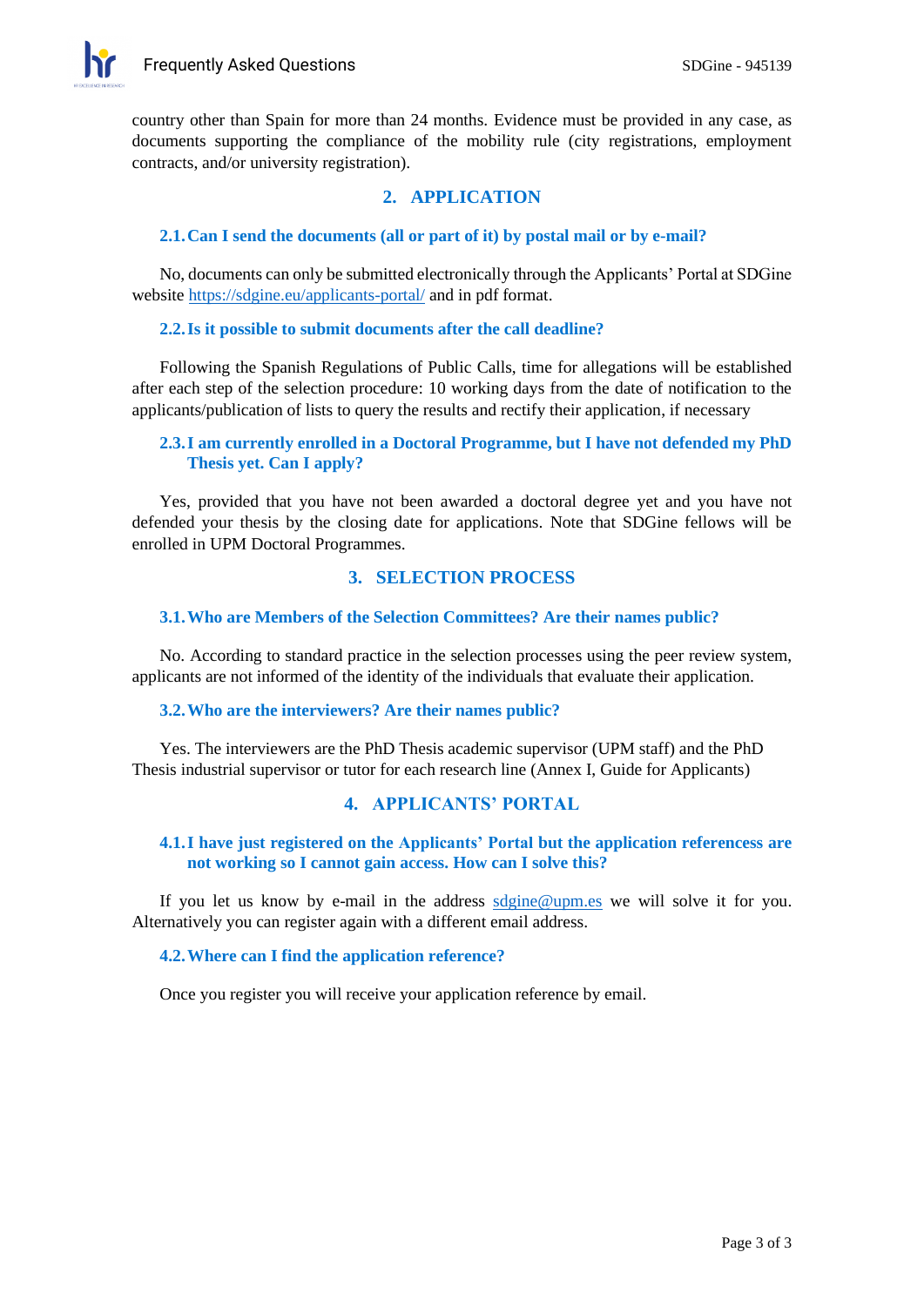country other than Spain for more than 24 months. Evidence must be provided in any case, as documents supporting the compliance of the mobility rule (city registrations, employment contracts, and/or university registration).

## 2. APPLICATION

### 2.1. Can I send the documents (all or part of it) by postal mail or by e-mail?

No, documents can only be submitted electronically through the Applicants' Portal at SDGine website https://sdgine.eu/applicants-portal/ and in pdf format.

### 2.2. Is it possible to submit documents after the call deadline?

Following the Spanish Regulations of Public Calls, time for allegations will be established after each step of the selection procedure: 10 working days from the date of notification to the applicants/publication of lists to query the results and rectify their application, if necessary

### 2.3. I am currently enrolled in a Doctoral Programme, but I have not defended my PhD Thesis yet. Can I apply?

Yes, provided that you have not been awarded a doctoral degree yet and you have not defended your thesis by the closing date for applications. Note that SDGine fellows will be enrolled in UPM Doctoral Programmes.

## 3. SELECTION PROCESS

### 3.1. Who are Members of the Selection Committees? Are their names public?

No. According to standard practice in the selection processes using the peer review system, applicants are not informed of the identity of the individuals that evaluate their application.

### 3.2. Who are the interviewers? Are their names public?

Yes. The interviewers are the PhD Thesis academic supervisor (UPM staff) and the PhD Thesis industrial supervisor or tutor for each research line (Annex I, Guide for Applicants)

## 4. APPLICANTS' PORTAL

### 4.1. I have just registered on the Applicants' Portal but the application referencess are not working so I cannot gain access. How can I solve this?

If you let us know by e-mail in the address sdgine@upm.es we will solve it for you. Alternatively you can register again with a different email address.

### 4.2. Where can I find the application reference?

Once you register you will receive your application reference by email.